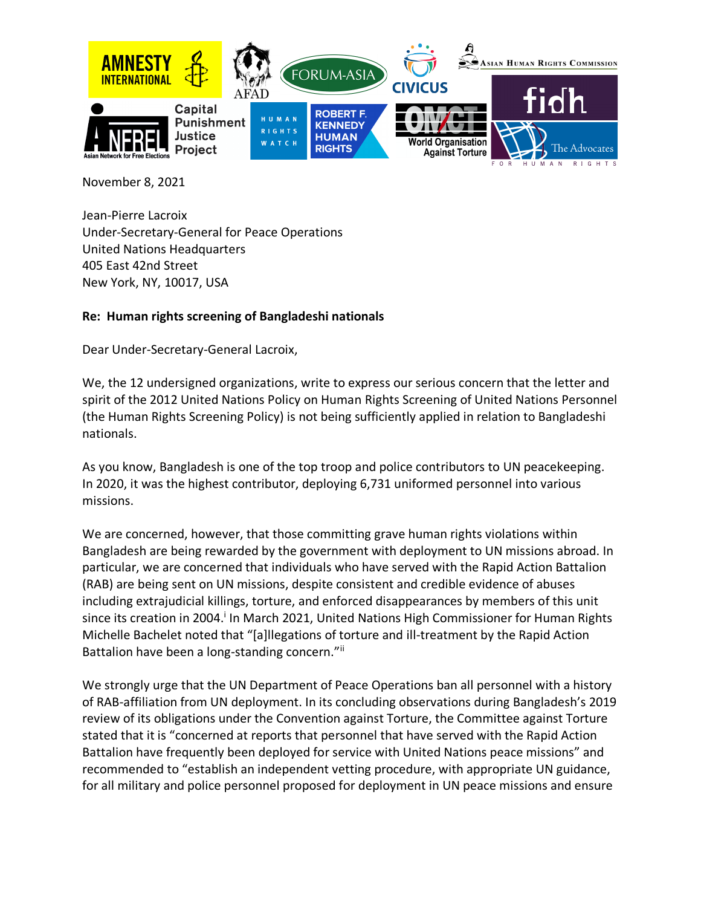November 8, 2021

Jean-Pierre Lacroix
Under-Secretary-General for Peace Operations
United Nations Headquarters
405 East 42nd Street
New York, NY, 10017, USA

**Re: Human rights screening of Bangladeshi nationals**

Dear Under-Secretary-General Lacroix,

We, the 12 undersigned organizations, write to express our serious concern that the letter and spirit of the 2012 United Nations Policy on Human Rights Screening of United Nations Personnel (the Human Rights Screening Policy) is not being sufficiently applied in relation to Bangladeshi nationals.

As you know, Bangladesh is one of the top troop and police contributors to UN peacekeeping. In 2020, it was the highest contributor, deploying 6,731 uniformed personnel into various missions.

We are concerned, however, that those committing grave human rights violations within Bangladesh are being rewarded by the government with deployment to UN missions abroad. In particular, we are concerned that individuals who have served with the Rapid Action Battalion (RAB) are being sent on UN missions, despite consistent and credible evidence of abuses including extrajudicial killings, torture, and enforced disappearances by members of this unit since its creation in 2004.[i] In March 2021, United Nations High Commissioner for Human Rights Michelle Bachelet noted that "[a]llegations of torture and ill-treatment by the Rapid Action Battalion have been a long-standing concern."[ii]

We strongly urge that the UN Department of Peace Operations ban all personnel with a history of RAB-affiliation from UN deployment. In its concluding observations during Bangladesh's 2019 review of its obligations under the Convention against Torture, the Committee against Torture stated that it is "concerned at reports that personnel that have served with the Rapid Action Battalion have frequently been deployed for service with United Nations peace missions" and recommended to "establish an independent vetting procedure, with appropriate UN guidance, for all military and police personnel proposed for deployment in UN peace missions and ensure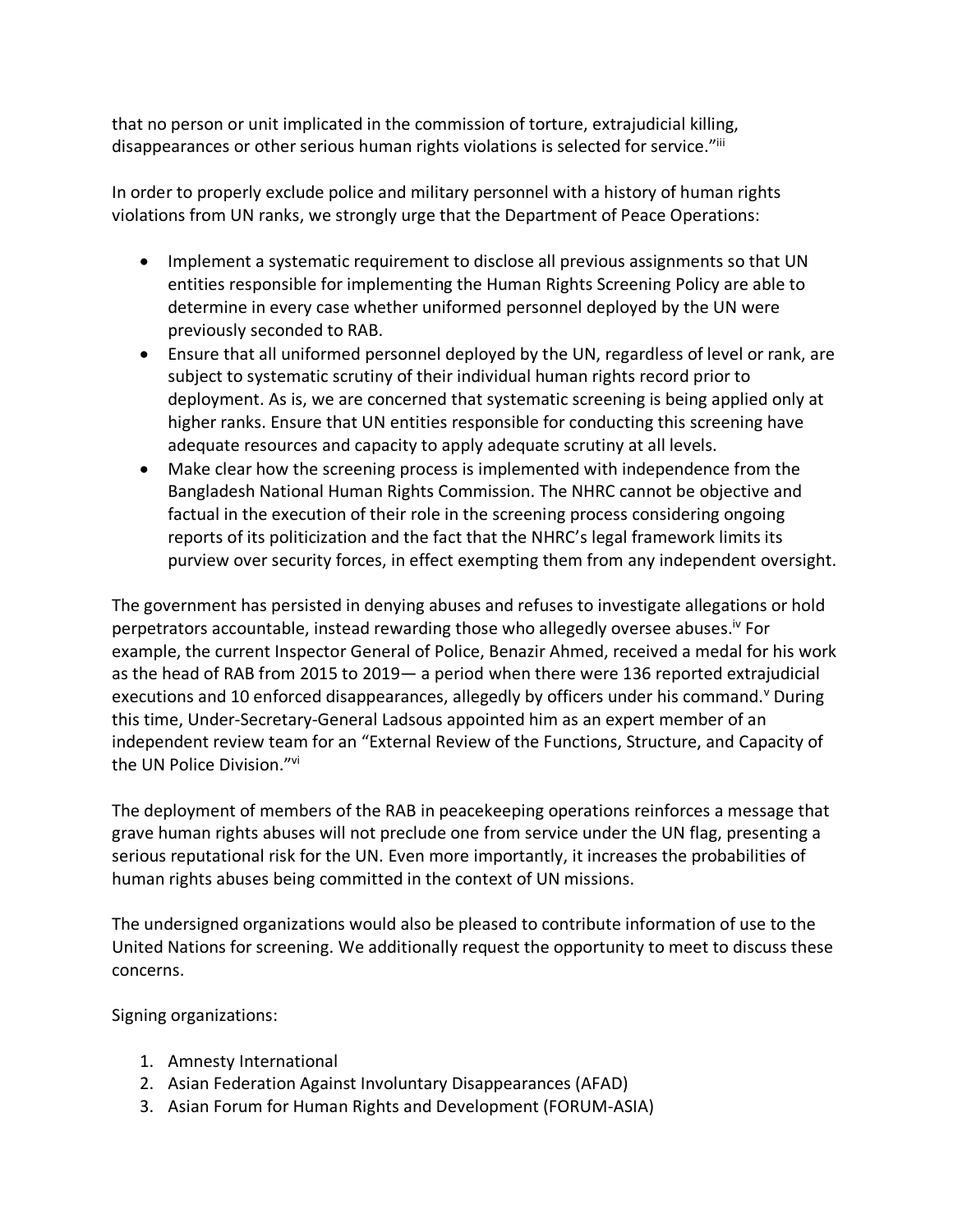that no person or unit implicated in the commission of torture, extrajudicial killing, disappearances or other serious human rights violations is selected for service."[iii]

In order to properly exclude police and military personnel with a history of human rights violations from UN ranks, we strongly urge that the Department of Peace Operations:

- Implement a systematic requirement to disclose all previous assignments so that UN entities responsible for implementing the Human Rights Screening Policy are able to determine in every case whether uniformed personnel deployed by the UN were previously seconded to RAB.
- Ensure that all uniformed personnel deployed by the UN, regardless of level or rank, are subject to systematic scrutiny of their individual human rights record prior to deployment. As is, we are concerned that systematic screening is being applied only at higher ranks. Ensure that UN entities responsible for conducting this screening have adequate resources and capacity to apply adequate scrutiny at all levels.
- Make clear how the screening process is implemented with independence from the Bangladesh National Human Rights Commission. The NHRC cannot be objective and factual in the execution of their role in the screening process considering ongoing reports of its politicization and the fact that the NHRC's legal framework limits its purview over security forces, in effect exempting them from any independent oversight.

The government has persisted in denying abuses and refuses to investigate allegations or hold perpetrators accountable, instead rewarding those who allegedly oversee abuses.[iv] For example, the current Inspector General of Police, Benazir Ahmed, received a medal for his work as the head of RAB from 2015 to 2019— a period when there were 136 reported extrajudicial executions and 10 enforced disappearances, allegedly by officers under his command.[v] During this time, Under-Secretary-General Ladsous appointed him as an expert member of an independent review team for an "External Review of the Functions, Structure, and Capacity of the UN Police Division."[vi]

The deployment of members of the RAB in peacekeeping operations reinforces a message that grave human rights abuses will not preclude one from service under the UN flag, presenting a serious reputational risk for the UN. Even more importantly, it increases the probabilities of human rights abuses being committed in the context of UN missions.

The undersigned organizations would also be pleased to contribute information of use to the United Nations for screening. We additionally request the opportunity to meet to discuss these concerns.

Signing organizations:

1. Amnesty International
2. Asian Federation Against Involuntary Disappearances (AFAD)
3. Asian Forum for Human Rights and Development (FORUM-ASIA)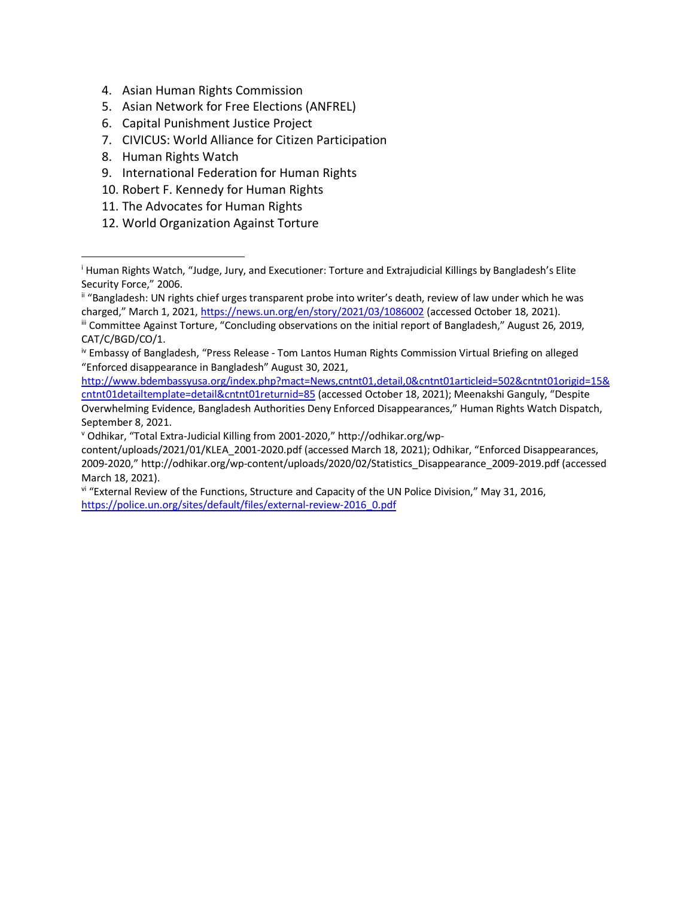4. Asian Human Rights Commission
5. Asian Network for Free Elections (ANFREL)
6. Capital Punishment Justice Project
7. CIVICUS: World Alliance for Citizen Participation
8. Human Rights Watch
9. International Federation for Human Rights
10. Robert F. Kennedy for Human Rights
11. The Advocates for Human Rights
12. World Organization Against Torture

---

[i] Human Rights Watch, "Judge, Jury, and Executioner: Torture and Extrajudicial Killings by Bangladesh's Elite Security Force," 2006.

[ii] "Bangladesh: UN rights chief urges transparent probe into writer's death, review of law under which he was charged," March 1, 2021, https://news.un.org/en/story/2021/03/1086002 (accessed October 18, 2021).

[iii] Committee Against Torture, "Concluding observations on the initial report of Bangladesh," August 26, 2019, CAT/C/BGD/CO/1.

[iv] Embassy of Bangladesh, "Press Release - Tom Lantos Human Rights Commission Virtual Briefing on alleged "Enforced disappearance in Bangladesh" August 30, 2021, http://www.bdembassyusa.org/index.php?mact=News,cntnt01,detail,0&cntnt01articleid=502&cntnt01origid=15&cntnt01detailtemplate=detail&cntnt01returnid=85 (accessed October 18, 2021); Meenakshi Ganguly, "Despite Overwhelming Evidence, Bangladesh Authorities Deny Enforced Disappearances," Human Rights Watch Dispatch, September 8, 2021.

[v] Odhikar, "Total Extra-Judicial Killing from 2001-2020," http://odhikar.org/wp-content/uploads/2021/01/KLEA_2001-2020.pdf (accessed March 18, 2021); Odhikar, "Enforced Disappearances, 2009-2020," http://odhikar.org/wp-content/uploads/2020/02/Statistics_Disappearance_2009-2019.pdf (accessed March 18, 2021).

[vi] "External Review of the Functions, Structure and Capacity of the UN Police Division," May 31, 2016, https://police.un.org/sites/default/files/external-review-2016_0.pdf